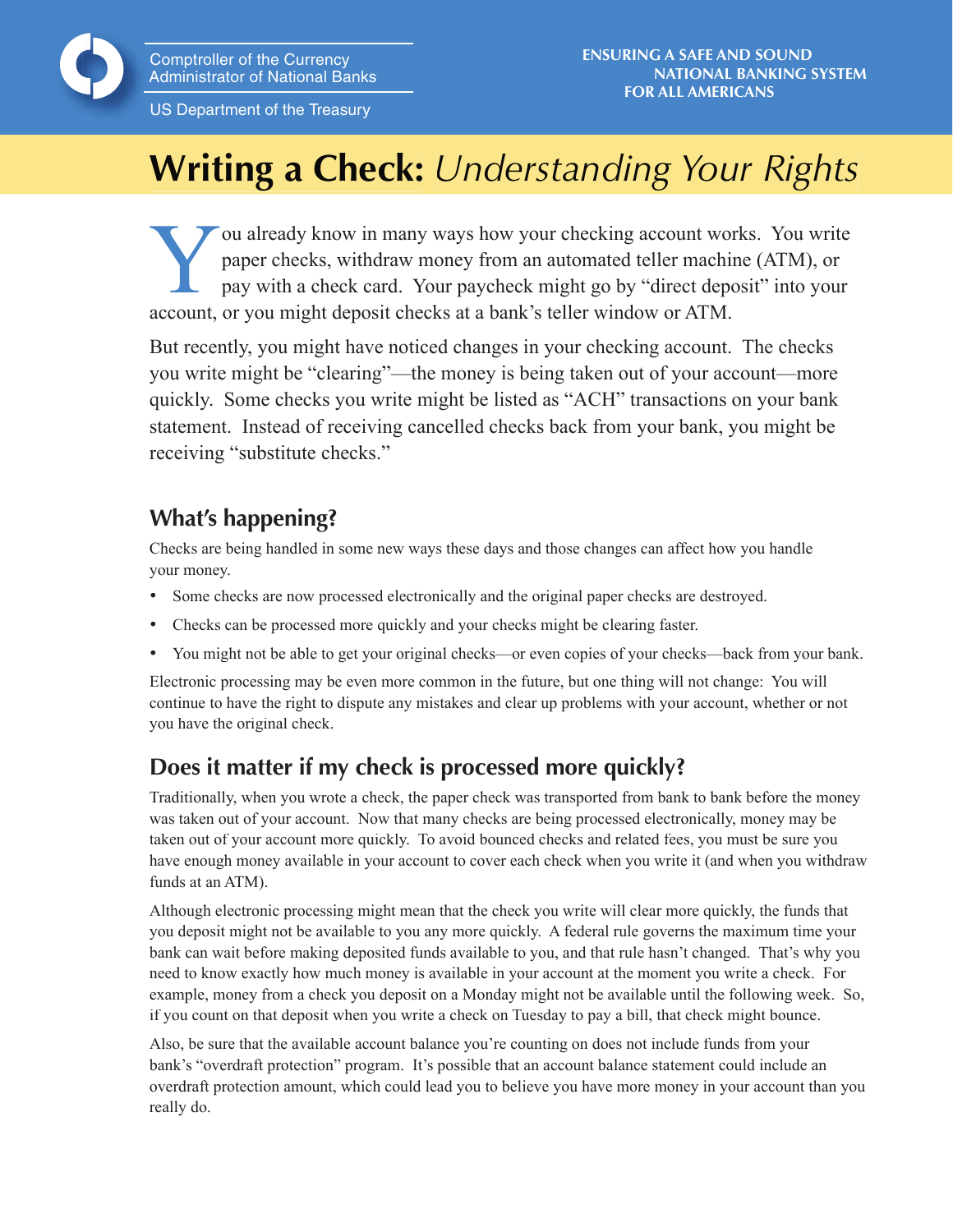Comptroller of the Currency
Administrator of National Banks

US Department of the Treasury

ENSURING A SAFE AND SOUND NATIONAL BANKING SYSTEM FOR ALL AMERICANS

# **Writing a Check:** *Understanding Your Rights*

You already know in many ways how your checking account works. You write paper checks, withdraw money from an automated teller machine (ATM), or pay with a check card. Your paycheck might go by "direct deposit" into your account, or you might deposit checks at a bank's teller window or ATM.

But recently, you might have noticed changes in your checking account. The checks you write might be "clearing"—the money is being taken out of your account—more quickly. Some checks you write might be listed as "ACH" transactions on your bank statement. Instead of receiving cancelled checks back from your bank, you might be receiving "substitute checks."

## What's happening?

Checks are being handled in some new ways these days and those changes can affect how you handle your money.

- Some checks are now processed electronically and the original paper checks are destroyed.
- Checks can be processed more quickly and your checks might be clearing faster.
- You might not be able to get your original checks—or even copies of your checks—back from your bank.

Electronic processing may be even more common in the future, but one thing will not change: You will continue to have the right to dispute any mistakes and clear up problems with your account, whether or not you have the original check.

## Does it matter if my check is processed more quickly?

Traditionally, when you wrote a check, the paper check was transported from bank to bank before the money was taken out of your account. Now that many checks are being processed electronically, money may be taken out of your account more quickly. To avoid bounced checks and related fees, you must be sure you have enough money available in your account to cover each check when you write it (and when you withdraw funds at an ATM).

Although electronic processing might mean that the check you write will clear more quickly, the funds that you deposit might not be available to you any more quickly. A federal rule governs the maximum time your bank can wait before making deposited funds available to you, and that rule hasn't changed. That's why you need to know exactly how much money is available in your account at the moment you write a check. For example, money from a check you deposit on a Monday might not be available until the following week. So, if you count on that deposit when you write a check on Tuesday to pay a bill, that check might bounce.

Also, be sure that the available account balance you're counting on does not include funds from your bank's "overdraft protection" program. It's possible that an account balance statement could include an overdraft protection amount, which could lead you to believe you have more money in your account than you really do.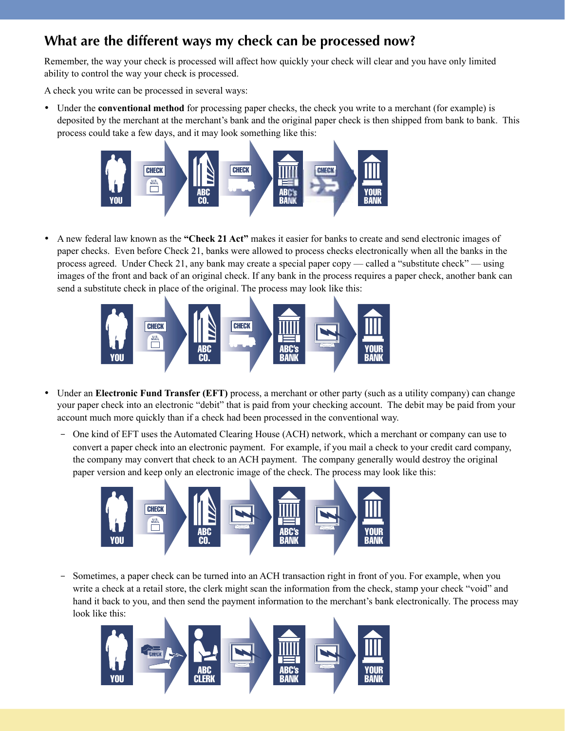## What are the different ways my check can be processed now?

Remember, the way your check is processed will affect how quickly your check will clear and you have only limited ability to control the way your check is processed.

A check you write can be processed in several ways:

- Under the **conventional method** for processing paper checks, the check you write to a merchant (for example) is deposited by the merchant at the merchant's bank and the original paper check is then shipped from bank to bank. This process could take a few days, and it may look something like this:

- A new federal law known as the **"Check 21 Act"** makes it easier for banks to create and send electronic images of paper checks. Even before Check 21, banks were allowed to process checks electronically when all the banks in the process agreed. Under Check 21, any bank may create a special paper copy — called a "substitute check" — using images of the front and back of an original check. If any bank in the process requires a paper check, another bank can send a substitute check in place of the original. The process may look like this:

- Under an **Electronic Fund Transfer (EFT)** process, a merchant or other party (such as a utility company) can change your paper check into an electronic "debit" that is paid from your checking account. The debit may be paid from your account much more quickly than if a check had been processed in the conventional way.
  - One kind of EFT uses the Automated Clearing House (ACH) network, which a merchant or company can use to convert a paper check into an electronic payment. For example, if you mail a check to your credit card company, the company may convert that check to an ACH payment. The company generally would destroy the original paper version and keep only an electronic image of the check. The process may look like this:
  - Sometimes, a paper check can be turned into an ACH transaction right in front of you. For example, when you write a check at a retail store, the clerk might scan the information from the check, stamp your check "void" and hand it back to you, and then send the payment information to the merchant's bank electronically. The process may look like this: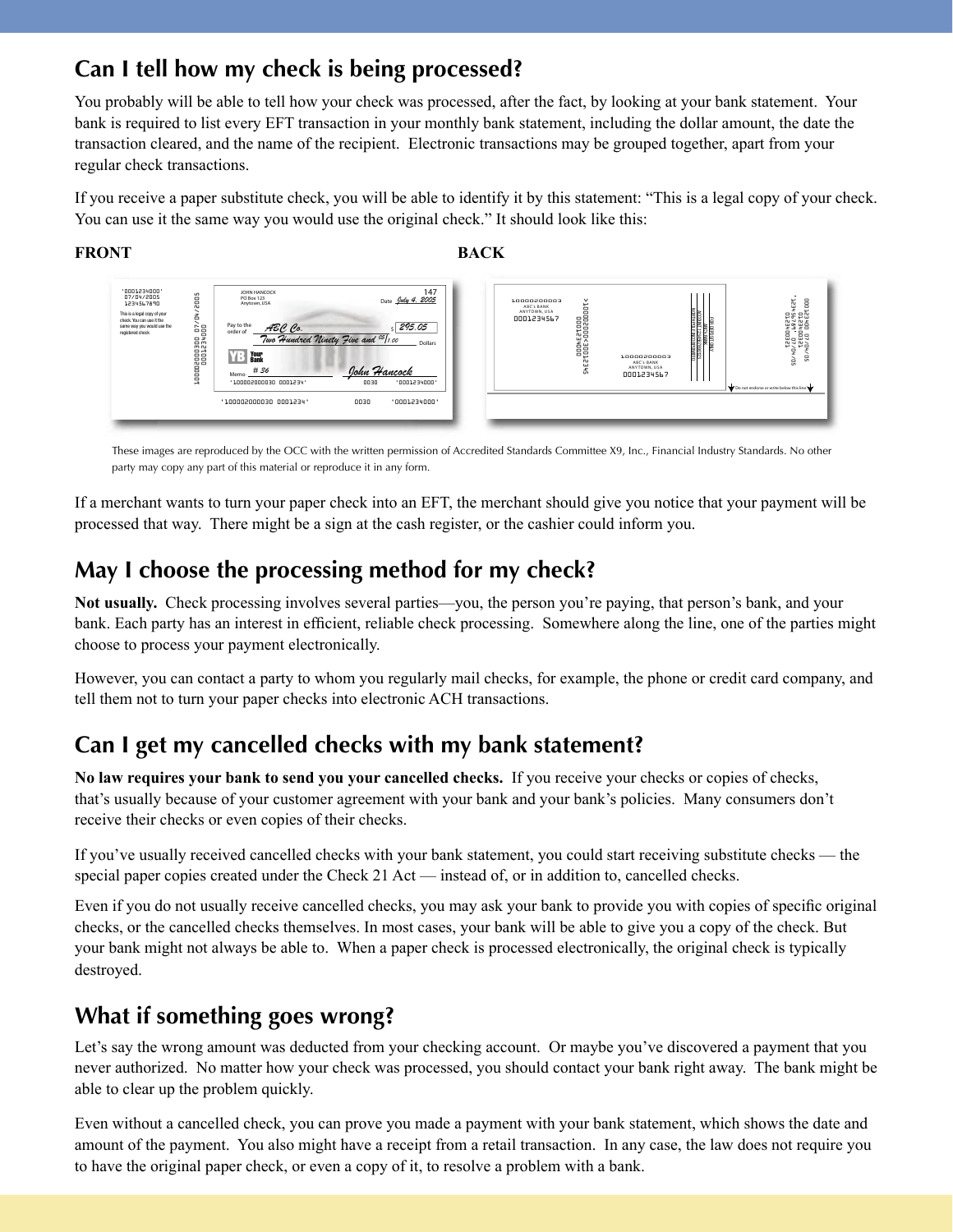## Can I tell how my check is being processed?

You probably will be able to tell how your check was processed, after the fact, by looking at your bank statement. Your bank is required to list every EFT transaction in your monthly bank statement, including the dollar amount, the date the transaction cleared, and the name of the recipient. Electronic transactions may be grouped together, apart from your regular check transactions.

If you receive a paper substitute check, you will be able to identify it by this statement: "This is a legal copy of your check. You can use it the same way you would use the original check." It should look like this:

**FRONT** **BACK**

These images are reproduced by the OCC with the written permission of Accredited Standards Committee X9, Inc., Financial Industry Standards. No other party may copy any part of this material or reproduce it in any form.

If a merchant wants to turn your paper check into an EFT, the merchant should give you notice that your payment will be processed that way. There might be a sign at the cash register, or the cashier could inform you.

## May I choose the processing method for my check?

**Not usually.** Check processing involves several parties—you, the person you're paying, that person's bank, and your bank. Each party has an interest in efficient, reliable check processing. Somewhere along the line, one of the parties might choose to process your payment electronically.

However, you can contact a party to whom you regularly mail checks, for example, the phone or credit card company, and tell them not to turn your paper checks into electronic ACH transactions.

## Can I get my cancelled checks with my bank statement?

**No law requires your bank to send you your cancelled checks.** If you receive your checks or copies of checks, that's usually because of your customer agreement with your bank and your bank's policies. Many consumers don't receive their checks or even copies of their checks.

If you've usually received cancelled checks with your bank statement, you could start receiving substitute checks — the special paper copies created under the Check 21 Act — instead of, or in addition to, cancelled checks.

Even if you do not usually receive cancelled checks, you may ask your bank to provide you with copies of specific original checks, or the cancelled checks themselves. In most cases, your bank will be able to give you a copy of the check. But your bank might not always be able to. When a paper check is processed electronically, the original check is typically destroyed.

## What if something goes wrong?

Let's say the wrong amount was deducted from your checking account. Or maybe you've discovered a payment that you never authorized. No matter how your check was processed, you should contact your bank right away. The bank might be able to clear up the problem quickly.

Even without a cancelled check, you can prove you made a payment with your bank statement, which shows the date and amount of the payment. You also might have a receipt from a retail transaction. In any case, the law does not require you to have the original paper check, or even a copy of it, to resolve a problem with a bank.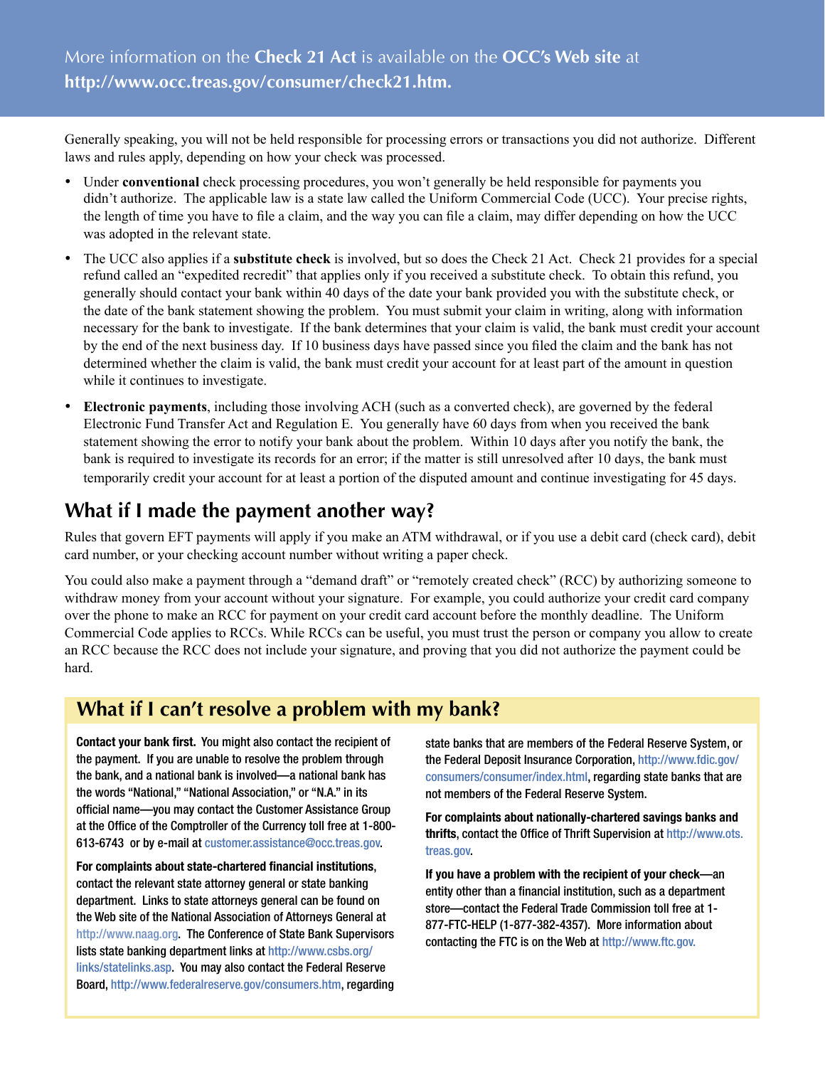More information on the **Check 21 Act** is available on the **OCC's Web site** at **http://www.occ.treas.gov/consumer/check21.htm.**

Generally speaking, you will not be held responsible for processing errors or transactions you did not authorize. Different laws and rules apply, depending on how your check was processed.

- Under **conventional** check processing procedures, you won't generally be held responsible for payments you didn't authorize. The applicable law is a state law called the Uniform Commercial Code (UCC). Your precise rights, the length of time you have to file a claim, and the way you can file a claim, may differ depending on how the UCC was adopted in the relevant state.
- The UCC also applies if a **substitute check** is involved, but so does the Check 21 Act. Check 21 provides for a special refund called an "expedited recredit" that applies only if you received a substitute check. To obtain this refund, you generally should contact your bank within 40 days of the date your bank provided you with the substitute check, or the date of the bank statement showing the problem. You must submit your claim in writing, along with information necessary for the bank to investigate. If the bank determines that your claim is valid, the bank must credit your account by the end of the next business day. If 10 business days have passed since you filed the claim and the bank has not determined whether the claim is valid, the bank must credit your account for at least part of the amount in question while it continues to investigate.
- **Electronic payments**, including those involving ACH (such as a converted check), are governed by the federal Electronic Fund Transfer Act and Regulation E. You generally have 60 days from when you received the bank statement showing the error to notify your bank about the problem. Within 10 days after you notify the bank, the bank is required to investigate its records for an error; if the matter is still unresolved after 10 days, the bank must temporarily credit your account for at least a portion of the disputed amount and continue investigating for 45 days.

## What if I made the payment another way?

Rules that govern EFT payments will apply if you make an ATM withdrawal, or if you use a debit card (check card), debit card number, or your checking account number without writing a paper check.

You could also make a payment through a "demand draft" or "remotely created check" (RCC) by authorizing someone to withdraw money from your account without your signature. For example, you could authorize your credit card company over the phone to make an RCC for payment on your credit card account before the monthly deadline. The Uniform Commercial Code applies to RCCs. While RCCs can be useful, you must trust the person or company you allow to create an RCC because the RCC does not include your signature, and proving that you did not authorize the payment could be hard.

## What if I can't resolve a problem with my bank?

**Contact your bank first.** You might also contact the recipient of the payment. If you are unable to resolve the problem through the bank, and a national bank is involved—a national bank has the words "National," "National Association," or "N.A." in its official name—you may contact the Customer Assistance Group at the Office of the Comptroller of the Currency toll free at 1-800-613-6743 or by e-mail at customer.assistance@occ.treas.gov.

**For complaints about state-chartered financial institutions**, contact the relevant state attorney general or state banking department. Links to state attorneys general can be found on the Web site of the National Association of Attorneys General at http://www.naag.org. The Conference of State Bank Supervisors lists state banking department links at http://www.csbs.org/links/statelinks.asp. You may also contact the Federal Reserve Board, http://www.federalreserve.gov/consumers.htm, regarding state banks that are members of the Federal Reserve System, or the Federal Deposit Insurance Corporation, http://www.fdic.gov/consumers/consumer/index.html, regarding state banks that are not members of the Federal Reserve System.

**For complaints about nationally-chartered savings banks and thrifts**, contact the Office of Thrift Supervision at http://www.ots.treas.gov.

**If you have a problem with the recipient of your check**—an entity other than a financial institution, such as a department store—contact the Federal Trade Commission toll free at 1-877-FTC-HELP (1-877-382-4357). More information about contacting the FTC is on the Web at http://www.ftc.gov.